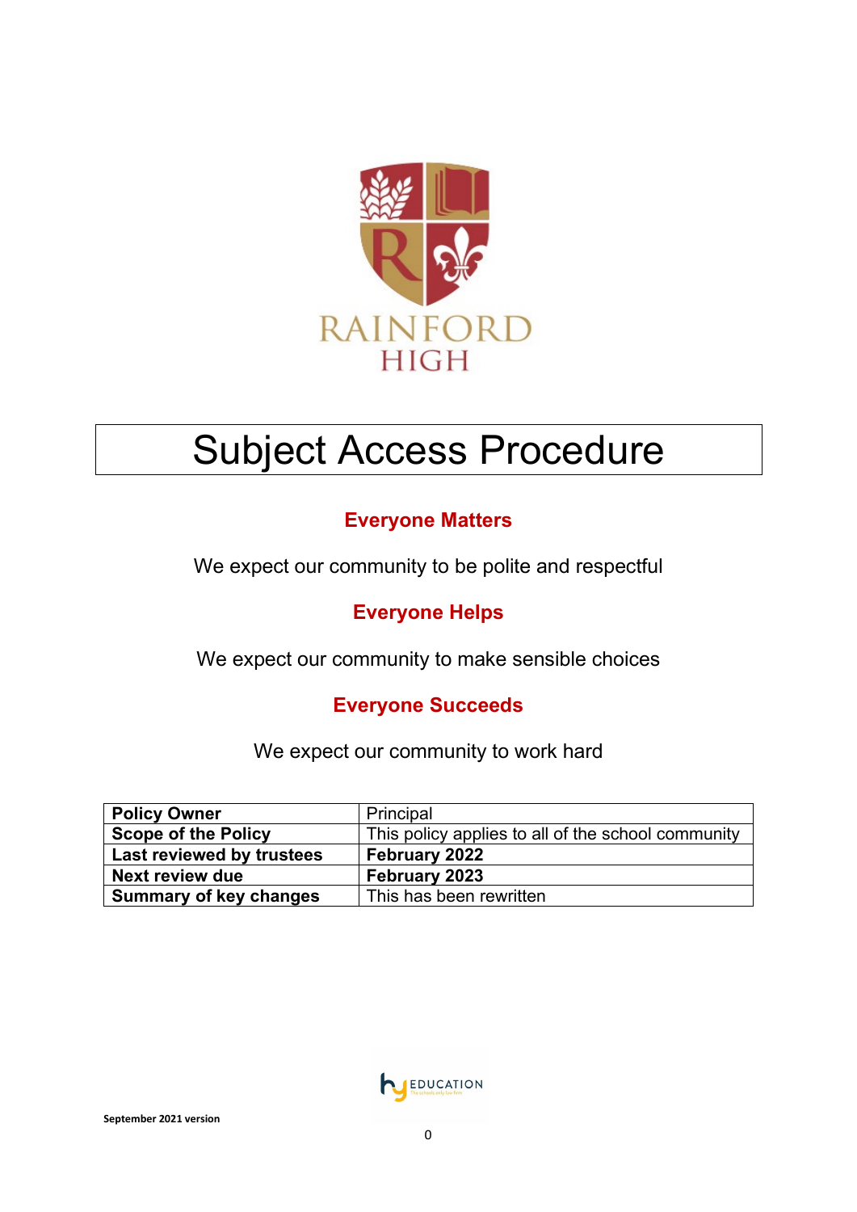RAINFORD HIGH

# Subject Access Procedure

## Everyone Matters

We expect our community to be polite and respectful

## Everyone Helps

We expect our community to make sensible choices

## Everyone Succeeds

We expect our community to work hard

| **Policy Owner** | Principal |
|---|---|
| **Scope of the Policy** | This policy applies to all of the school community |
| **Last reviewed by trustees** | **February 2022** |
| **Next review due** | **February 2023** |
| **Summary of key changes** | This has been rewritten |

**September 2021 version**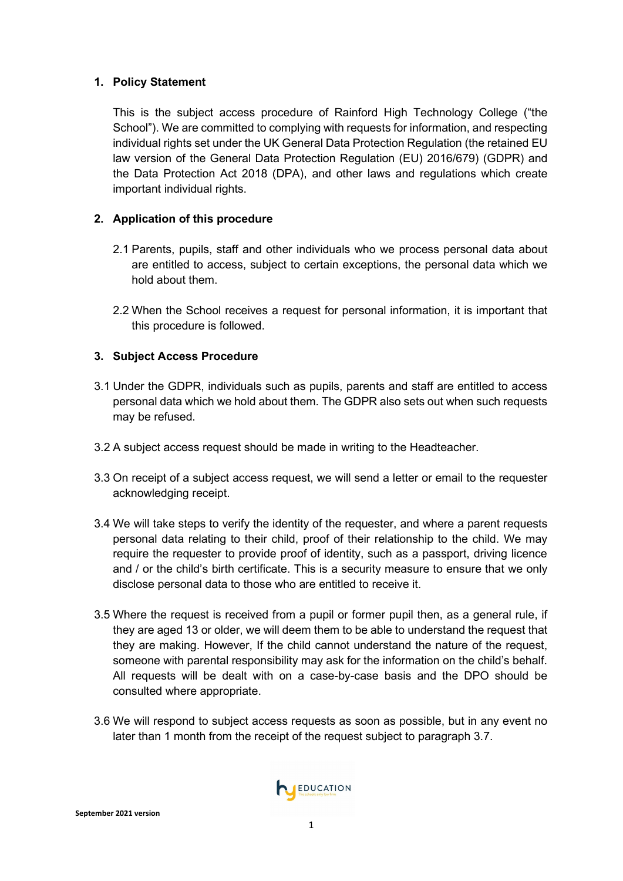## 1. Policy Statement

This is the subject access procedure of Rainford High Technology College ("the School"). We are committed to complying with requests for information, and respecting individual rights set under the UK General Data Protection Regulation (the retained EU law version of the General Data Protection Regulation (EU) 2016/679) (GDPR) and the Data Protection Act 2018 (DPA), and other laws and regulations which create important individual rights.

## 2. Application of this procedure

2.1 Parents, pupils, staff and other individuals who we process personal data about are entitled to access, subject to certain exceptions, the personal data which we hold about them.

2.2 When the School receives a request for personal information, it is important that this procedure is followed.

## 3. Subject Access Procedure

3.1 Under the GDPR, individuals such as pupils, parents and staff are entitled to access personal data which we hold about them. The GDPR also sets out when such requests may be refused.

3.2 A subject access request should be made in writing to the Headteacher.

3.3 On receipt of a subject access request, we will send a letter or email to the requester acknowledging receipt.

3.4 We will take steps to verify the identity of the requester, and where a parent requests personal data relating to their child, proof of their relationship to the child. We may require the requester to provide proof of identity, such as a passport, driving licence and / or the child's birth certificate. This is a security measure to ensure that we only disclose personal data to those who are entitled to receive it.

3.5 Where the request is received from a pupil or former pupil then, as a general rule, if they are aged 13 or older, we will deem them to be able to understand the request that they are making. However, If the child cannot understand the nature of the request, someone with parental responsibility may ask for the information on the child's behalf. All requests will be dealt with on a case-by-case basis and the DPO should be consulted where appropriate.

3.6 We will respond to subject access requests as soon as possible, but in any event no later than 1 month from the receipt of the request subject to paragraph 3.7.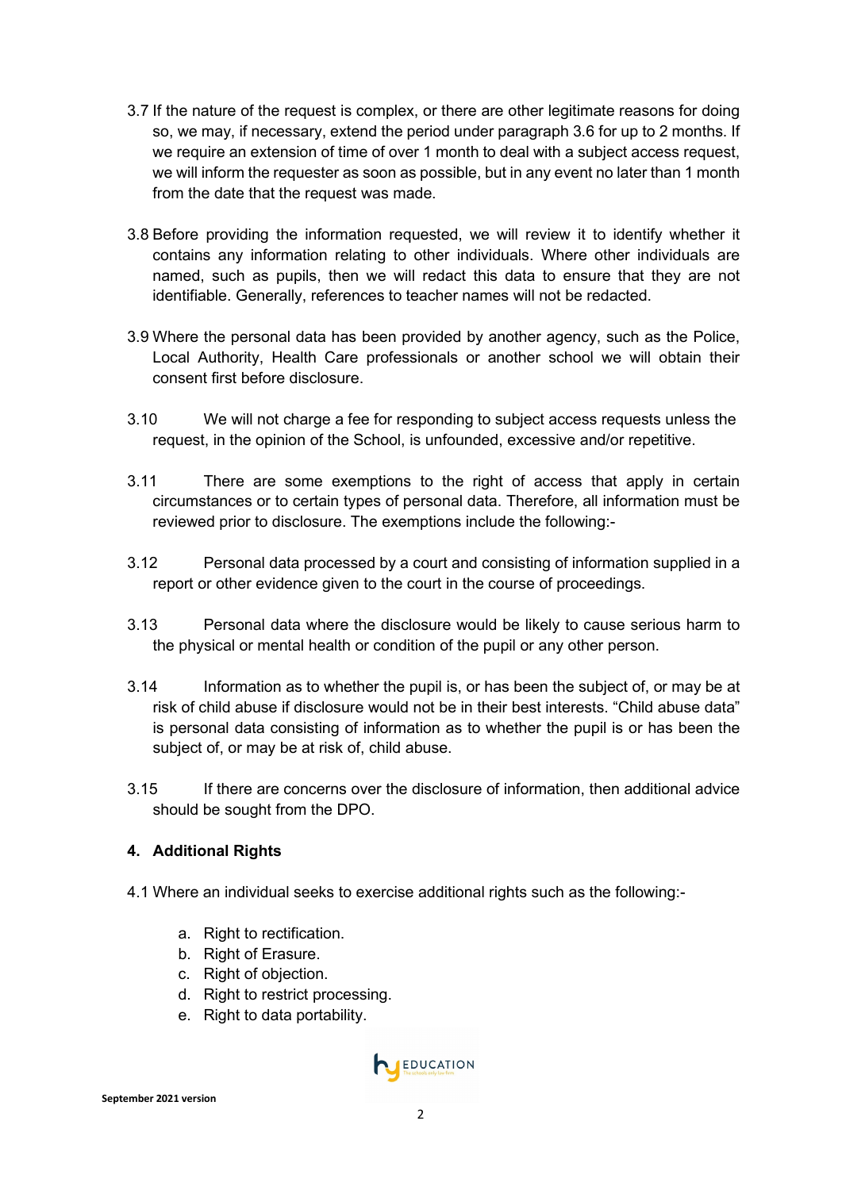3.7 If the nature of the request is complex, or there are other legitimate reasons for doing so, we may, if necessary, extend the period under paragraph 3.6 for up to 2 months. If we require an extension of time of over 1 month to deal with a subject access request, we will inform the requester as soon as possible, but in any event no later than 1 month from the date that the request was made.

3.8 Before providing the information requested, we will review it to identify whether it contains any information relating to other individuals. Where other individuals are named, such as pupils, then we will redact this data to ensure that they are not identifiable. Generally, references to teacher names will not be redacted.

3.9 Where the personal data has been provided by another agency, such as the Police, Local Authority, Health Care professionals or another school we will obtain their consent first before disclosure.

3.10 We will not charge a fee for responding to subject access requests unless the request, in the opinion of the School, is unfounded, excessive and/or repetitive.

3.11 There are some exemptions to the right of access that apply in certain circumstances or to certain types of personal data. Therefore, all information must be reviewed prior to disclosure. The exemptions include the following:-

3.12 Personal data processed by a court and consisting of information supplied in a report or other evidence given to the court in the course of proceedings.

3.13 Personal data where the disclosure would be likely to cause serious harm to the physical or mental health or condition of the pupil or any other person.

3.14 Information as to whether the pupil is, or has been the subject of, or may be at risk of child abuse if disclosure would not be in their best interests. "Child abuse data" is personal data consisting of information as to whether the pupil is or has been the subject of, or may be at risk of, child abuse.

3.15 If there are concerns over the disclosure of information, then additional advice should be sought from the DPO.

## 4. Additional Rights

4.1 Where an individual seeks to exercise additional rights such as the following:-

a. Right to rectification.
b. Right of Erasure.
c. Right of objection.
d. Right to restrict processing.
e. Right to data portability.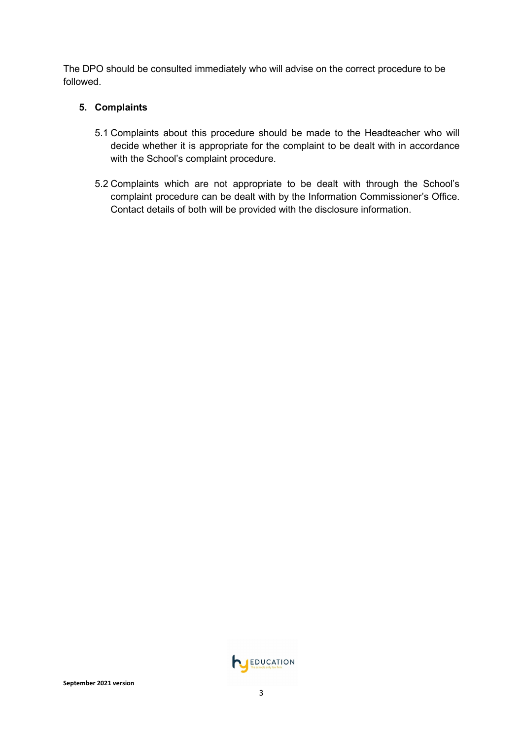The DPO should be consulted immediately who will advise on the correct procedure to be followed.

## 5. Complaints

5.1 Complaints about this procedure should be made to the Headteacher who will decide whether it is appropriate for the complaint to be dealt with in accordance with the School's complaint procedure.

5.2 Complaints which are not appropriate to be dealt with through the School's complaint procedure can be dealt with by the Information Commissioner's Office. Contact details of both will be provided with the disclosure information.